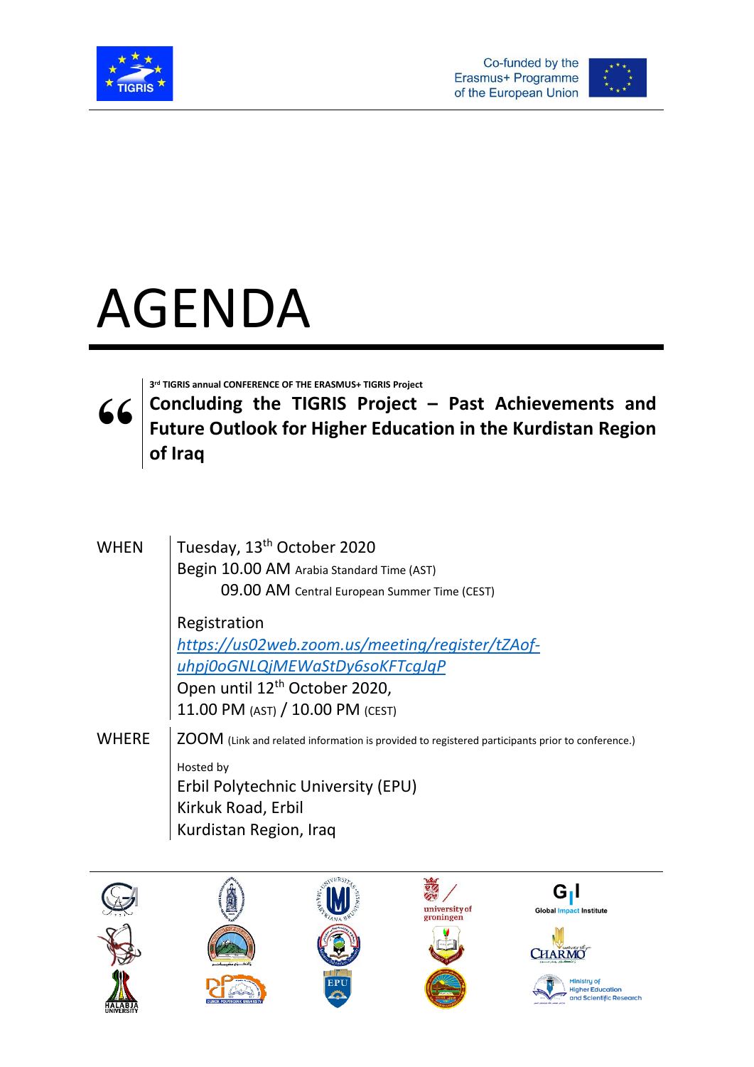Co-funded by the Erasmus+ Programme of the European Union

# AGENDA

3rd TIGRIS annual CONFERENCE OF THE ERASMUS+ TIGRIS Project

**Concluding the TIGRIS Project – Past Achievements and Future Outlook for Higher Education in the Kurdistan Region of Iraq**

| | |
|---|---|
| WHEN | Tuesday, 13th October 2020<br>Begin 10.00 AM Arabia Standard Time (AST)<br>09.00 AM Central European Summer Time (CEST)<br><br>Registration<br>*https://us02web.zoom.us/meeting/register/tZAof-uhpj0oGNLQjMEWaStDy6soKFTcgJqP*<br>Open until 12th October 2020,<br>11.00 PM (AST) / 10.00 PM (CEST) |
| WHERE | ZOOM (Link and related information is provided to registered participants prior to conference.)<br><br>Hosted by<br>Erbil Polytechnic University (EPU)<br>Kirkuk Road, Erbil<br>Kurdistan Region, Iraq |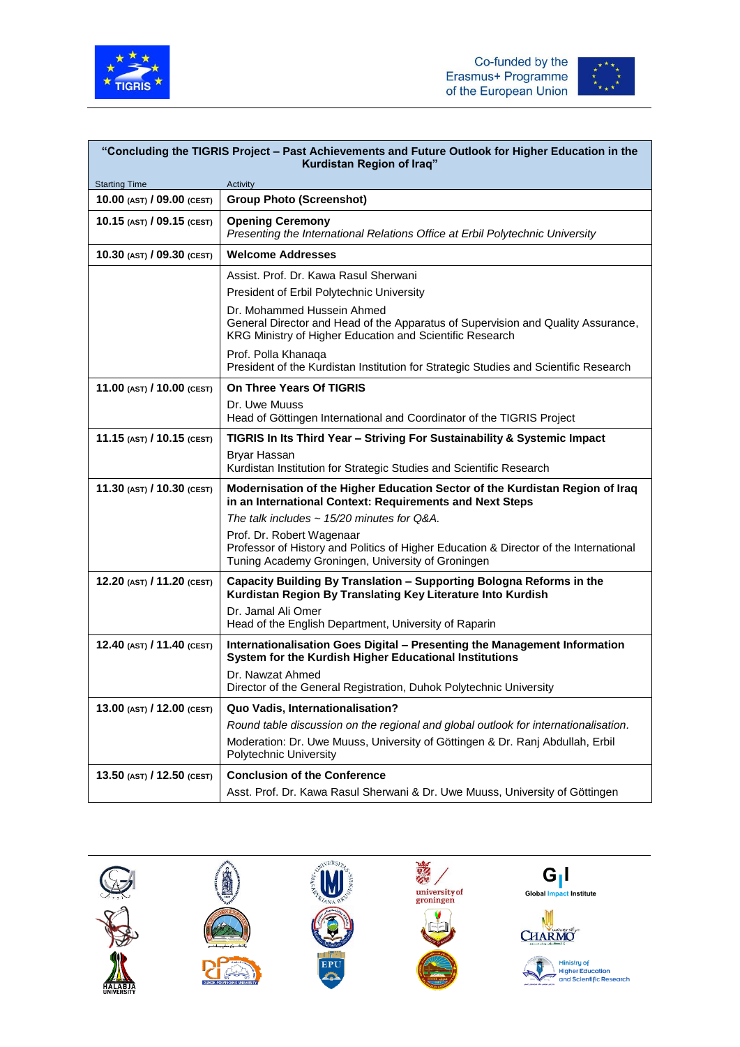Co-funded by the Erasmus+ Programme of the European Union

| "Concluding the TIGRIS Project – Past Achievements and Future Outlook for Higher Education in the Kurdistan Region of Iraq" | |
|---|---|
| Starting Time | Activity |
| **10.00** (AST) **/ 09.00** (CEST) | **Group Photo (Screenshot)** |
| **10.15** (AST) **/ 09.15** (CEST) | **Opening Ceremony**<br>*Presenting the International Relations Office at Erbil Polytechnic University* |
| **10.30** (AST) **/ 09.30** (CEST) | **Welcome Addresses** |
| | Assist. Prof. Dr. Kawa Rasul Sherwani<br>President of Erbil Polytechnic University<br>Dr. Mohammed Hussein Ahmed<br>General Director and Head of the Apparatus of Supervision and Quality Assurance, KRG Ministry of Higher Education and Scientific Research<br>Prof. Polla Khanaqa<br>President of the Kurdistan Institution for Strategic Studies and Scientific Research |
| **11.00** (AST) **/ 10.00** (CEST) | **On Three Years Of TIGRIS**<br>Dr. Uwe Muuss<br>Head of Göttingen International and Coordinator of the TIGRIS Project |
| **11.15** (AST) **/ 10.15** (CEST) | **TIGRIS In Its Third Year – Striving For Sustainability & Systemic Impact**<br>Bryar Hassan<br>Kurdistan Institution for Strategic Studies and Scientific Research |
| **11.30** (AST) **/ 10.30** (CEST) | **Modernisation of the Higher Education Sector of the Kurdistan Region of Iraq in an International Context: Requirements and Next Steps**<br>*The talk includes ~ 15/20 minutes for Q&A.*<br>Prof. Dr. Robert Wagenaar<br>Professor of History and Politics of Higher Education & Director of the International Tuning Academy Groningen, University of Groningen |
| **12.20** (AST) **/ 11.20** (CEST) | **Capacity Building By Translation – Supporting Bologna Reforms in the Kurdistan Region By Translating Key Literature Into Kurdish**<br>Dr. Jamal Ali Omer<br>Head of the English Department, University of Raparin |
| **12.40** (AST) **/ 11.40** (CEST) | **Internationalisation Goes Digital – Presenting the Management Information System for the Kurdish Higher Educational Institutions**<br>Dr. Nawzat Ahmed<br>Director of the General Registration, Duhok Polytechnic University |
| **13.00** (AST) **/ 12.00** (CEST) | **Quo Vadis, Internationalisation?**<br>*Round table discussion on the regional and global outlook for internationalisation.*<br>Moderation: Dr. Uwe Muuss, University of Göttingen & Dr. Ranj Abdullah, Erbil Polytechnic University |
| **13.50** (AST) **/ 12.50** (CEST) | **Conclusion of the Conference**<br>Asst. Prof. Dr. Kawa Rasul Sherwani & Dr. Uwe Muuss, University of Göttingen |